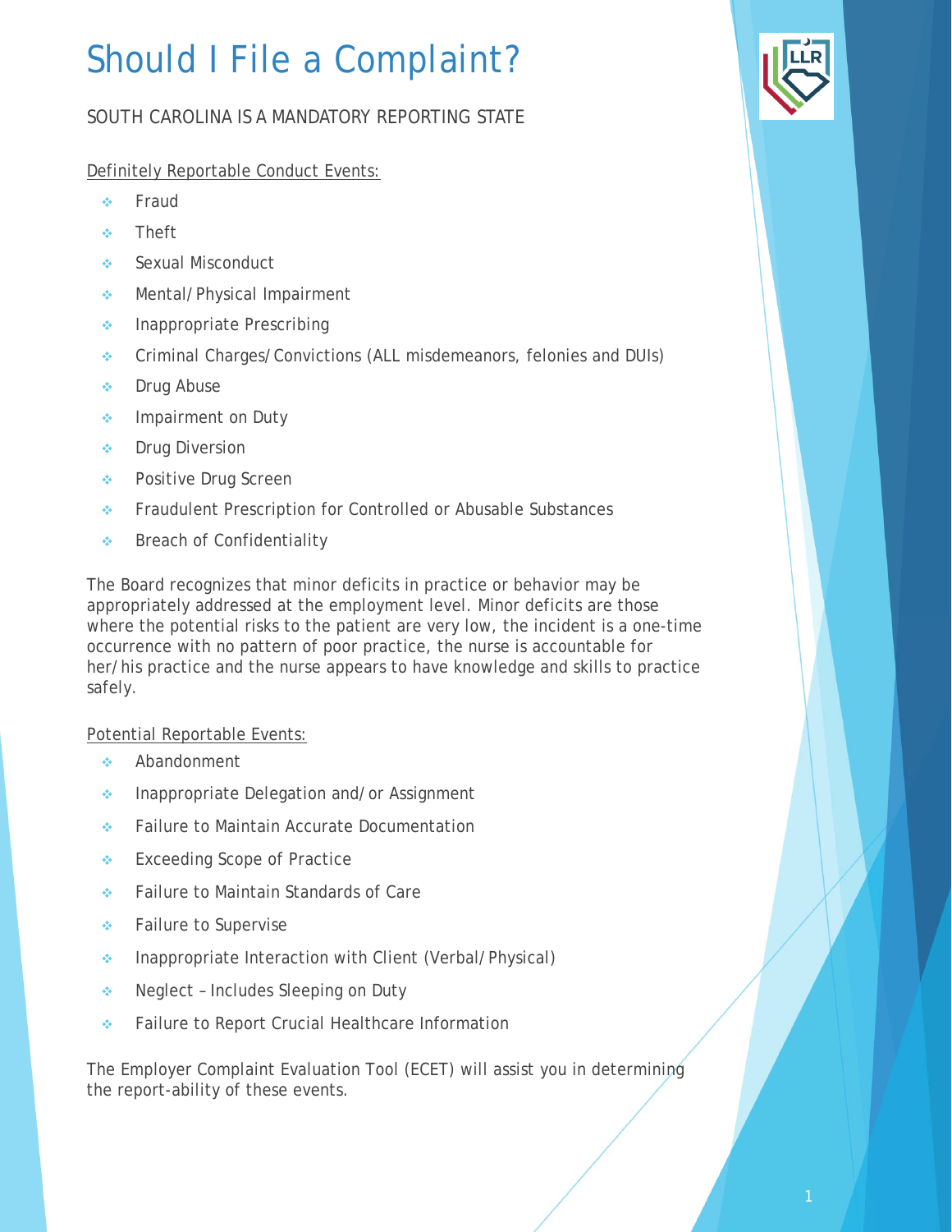# Should I File a Complaint?

SOUTH CAROLINA IS A MANDATORY REPORTING STATE

Definitely Reportable Conduct Events:

- Fraud
- Theft
- Sexual Misconduct
- Mental/Physical Impairment
- Inappropriate Prescribing
- Criminal Charges/Convictions (ALL misdemeanors, felonies and DUIs)
- Drug Abuse
- Impairment on Duty
- Drug Diversion
- Positive Drug Screen
- Fraudulent Prescription for Controlled or Abusable Substances
- Breach of Confidentiality

The Board recognizes that minor deficits in practice or behavior may be appropriately addressed at the employment level. Minor deficits are those where the potential risks to the patient are very low, the incident is a one-time occurrence with no pattern of poor practice, the nurse is accountable for her/his practice and the nurse appears to have knowledge and skills to practice safely.

Potential Reportable Events:

- Abandonment
- Inappropriate Delegation and/or Assignment
- Failure to Maintain Accurate Documentation
- Exceeding Scope of Practice
- Failure to Maintain Standards of Care
- Failure to Supervise
- Inappropriate Interaction with Client (Verbal/Physical)
- Neglect – Includes Sleeping on Duty
- Failure to Report Crucial Healthcare Information

The Employer Complaint Evaluation Tool (ECET) will assist you in determining the report-ability of these events.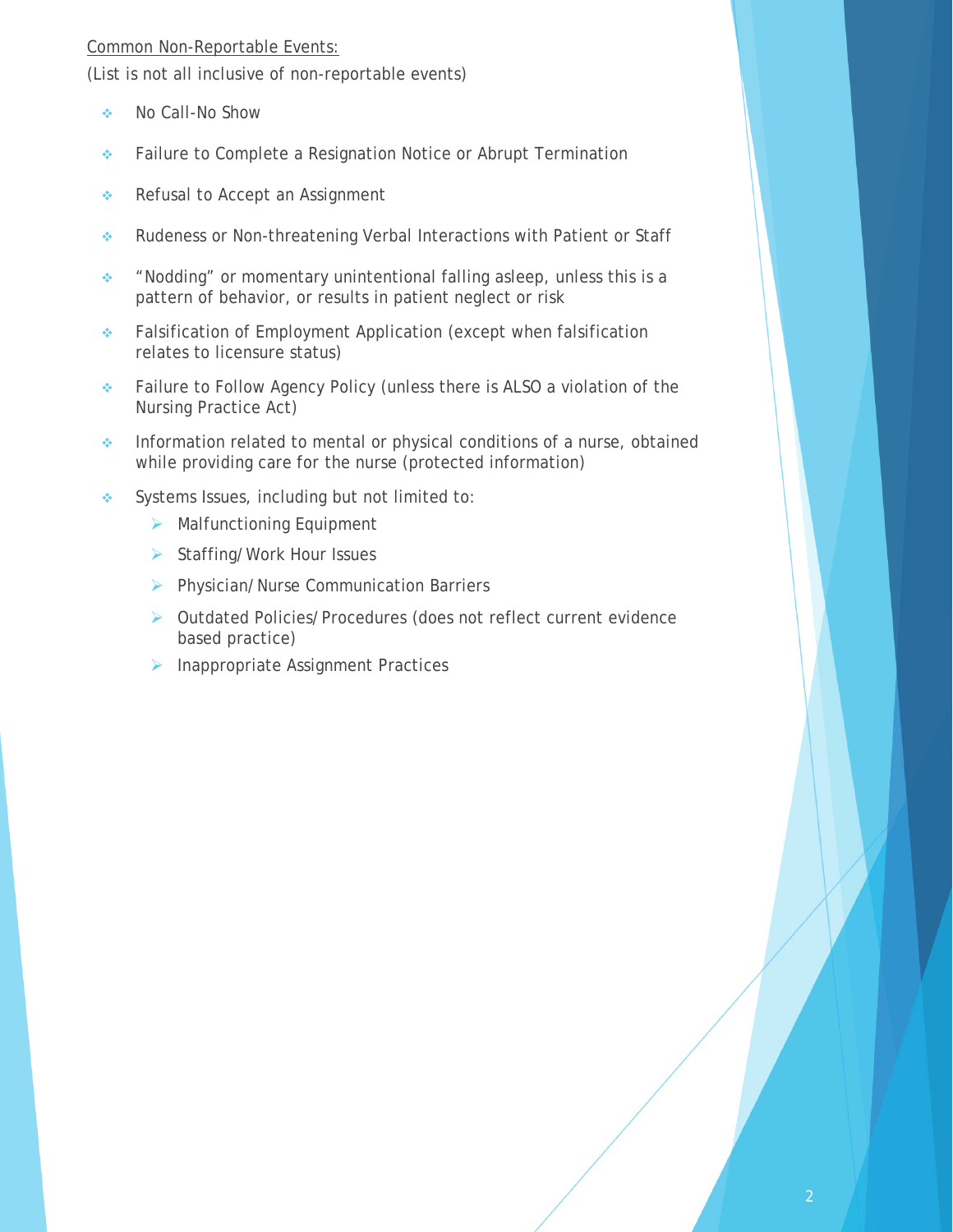Common Non-Reportable Events:

(List is not all inclusive of non-reportable events)

- No Call-No Show
- Failure to Complete a Resignation Notice or Abrupt Termination
- Refusal to Accept an Assignment
- Rudeness or Non-threatening Verbal Interactions with Patient or Staff
- "Nodding" or momentary unintentional falling asleep, unless this is a pattern of behavior, or results in patient neglect or risk
- Falsification of Employment Application (except when falsification relates to licensure status)
- Failure to Follow Agency Policy (unless there is ALSO a violation of the Nursing Practice Act)
- Information related to mental or physical conditions of a nurse, obtained while providing care for the nurse (protected information)
- Systems Issues, including but not limited to:
  - Malfunctioning Equipment
  - Staffing/Work Hour Issues
  - Physician/Nurse Communication Barriers
  - Outdated Policies/Procedures (does not reflect current evidence based practice)
  - Inappropriate Assignment Practices